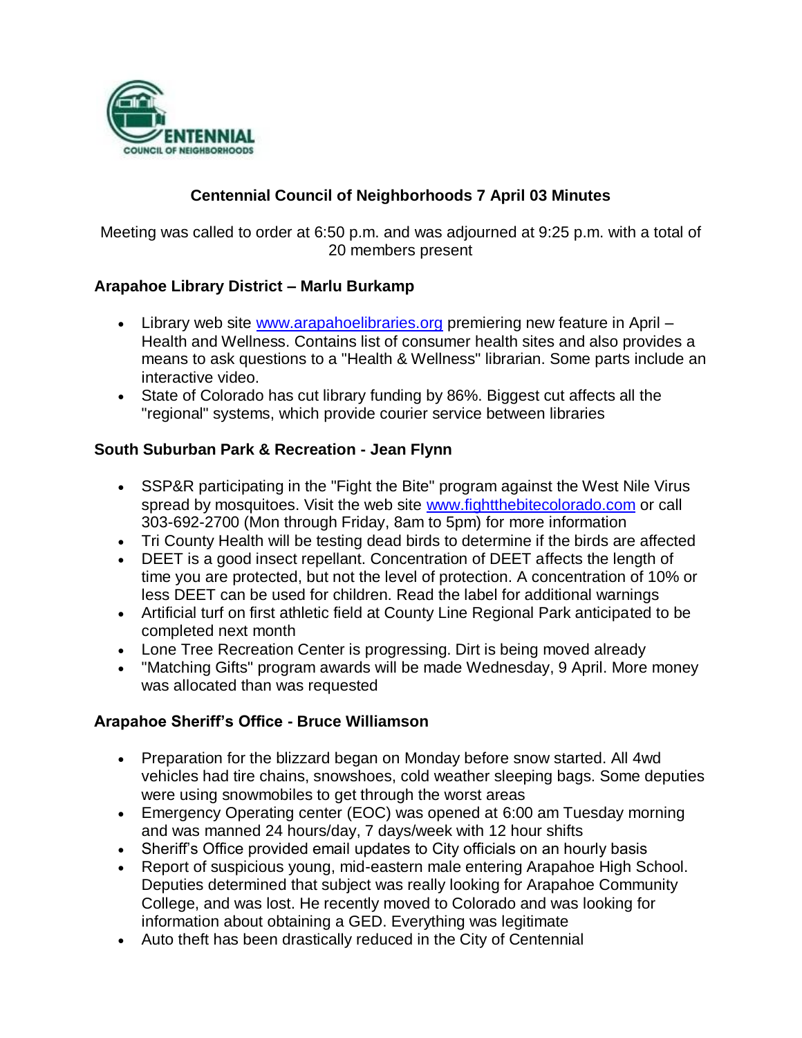# Centennial Council of Neighborhoods 7 April 03 Minutes

Meeting was called to order at 6:50 p.m. and was adjourned at 9:25 p.m. with a total of 20 members present

### Arapahoe Library District – Marlu Burkamp

- Library web site www.arapahoelibraries.org premiering new feature in April – Health and Wellness. Contains list of consumer health sites and also provides a means to ask questions to a "Health & Wellness" librarian. Some parts include an interactive video.
- State of Colorado has cut library funding by 86%. Biggest cut affects all the "regional" systems, which provide courier service between libraries

### South Suburban Park & Recreation - Jean Flynn

- SSP&R participating in the "Fight the Bite" program against the West Nile Virus spread by mosquitoes. Visit the web site www.fightthebitecolorado.com or call 303-692-2700 (Mon through Friday, 8am to 5pm) for more information
- Tri County Health will be testing dead birds to determine if the birds are affected
- DEET is a good insect repellant. Concentration of DEET affects the length of time you are protected, but not the level of protection. A concentration of 10% or less DEET can be used for children. Read the label for additional warnings
- Artificial turf on first athletic field at County Line Regional Park anticipated to be completed next month
- Lone Tree Recreation Center is progressing. Dirt is being moved already
- "Matching Gifts" program awards will be made Wednesday, 9 April. More money was allocated than was requested

### Arapahoe Sheriff's Office - Bruce Williamson

- Preparation for the blizzard began on Monday before snow started. All 4wd vehicles had tire chains, snowshoes, cold weather sleeping bags. Some deputies were using snowmobiles to get through the worst areas
- Emergency Operating center (EOC) was opened at 6:00 am Tuesday morning and was manned 24 hours/day, 7 days/week with 12 hour shifts
- Sheriff's Office provided email updates to City officials on an hourly basis
- Report of suspicious young, mid-eastern male entering Arapahoe High School. Deputies determined that subject was really looking for Arapahoe Community College, and was lost. He recently moved to Colorado and was looking for information about obtaining a GED. Everything was legitimate
- Auto theft has been drastically reduced in the City of Centennial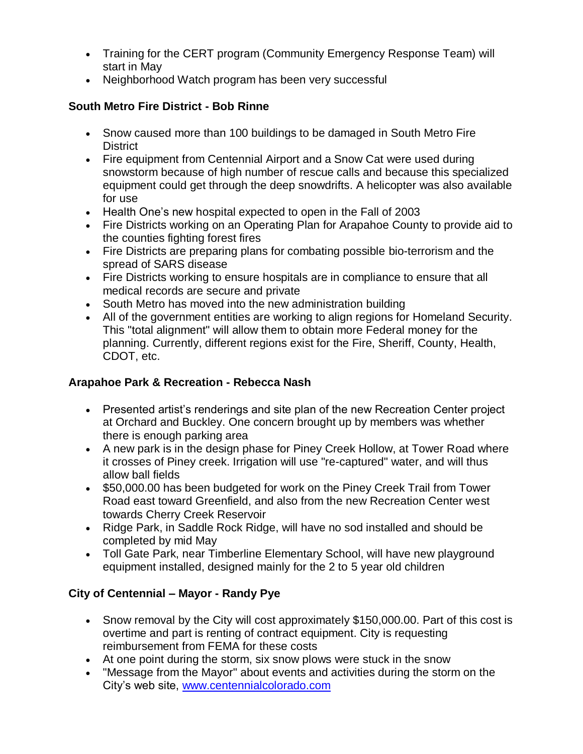- Training for the CERT program (Community Emergency Response Team) will start in May
- Neighborhood Watch program has been very successful

**South Metro Fire District - Bob Rinne**

- Snow caused more than 100 buildings to be damaged in South Metro Fire District
- Fire equipment from Centennial Airport and a Snow Cat were used during snowstorm because of high number of rescue calls and because this specialized equipment could get through the deep snowdrifts. A helicopter was also available for use
- Health One's new hospital expected to open in the Fall of 2003
- Fire Districts working on an Operating Plan for Arapahoe County to provide aid to the counties fighting forest fires
- Fire Districts are preparing plans for combating possible bio-terrorism and the spread of SARS disease
- Fire Districts working to ensure hospitals are in compliance to ensure that all medical records are secure and private
- South Metro has moved into the new administration building
- All of the government entities are working to align regions for Homeland Security. This "total alignment" will allow them to obtain more Federal money for the planning. Currently, different regions exist for the Fire, Sheriff, County, Health, CDOT, etc.

**Arapahoe Park & Recreation - Rebecca Nash**

- Presented artist's renderings and site plan of the new Recreation Center project at Orchard and Buckley. One concern brought up by members was whether there is enough parking area
- A new park is in the design phase for Piney Creek Hollow, at Tower Road where it crosses of Piney creek. Irrigation will use "re-captured" water, and will thus allow ball fields
- $50,000.00 has been budgeted for work on the Piney Creek Trail from Tower Road east toward Greenfield, and also from the new Recreation Center west towards Cherry Creek Reservoir
- Ridge Park, in Saddle Rock Ridge, will have no sod installed and should be completed by mid May
- Toll Gate Park, near Timberline Elementary School, will have new playground equipment installed, designed mainly for the 2 to 5 year old children

**City of Centennial – Mayor - Randy Pye**

- Snow removal by the City will cost approximately $150,000.00. Part of this cost is overtime and part is renting of contract equipment. City is requesting reimbursement from FEMA for these costs
- At one point during the storm, six snow plows were stuck in the snow
- "Message from the Mayor" about events and activities during the storm on the City's web site, [www.centennialcolorado.com](http://www.centennialcolorado.com)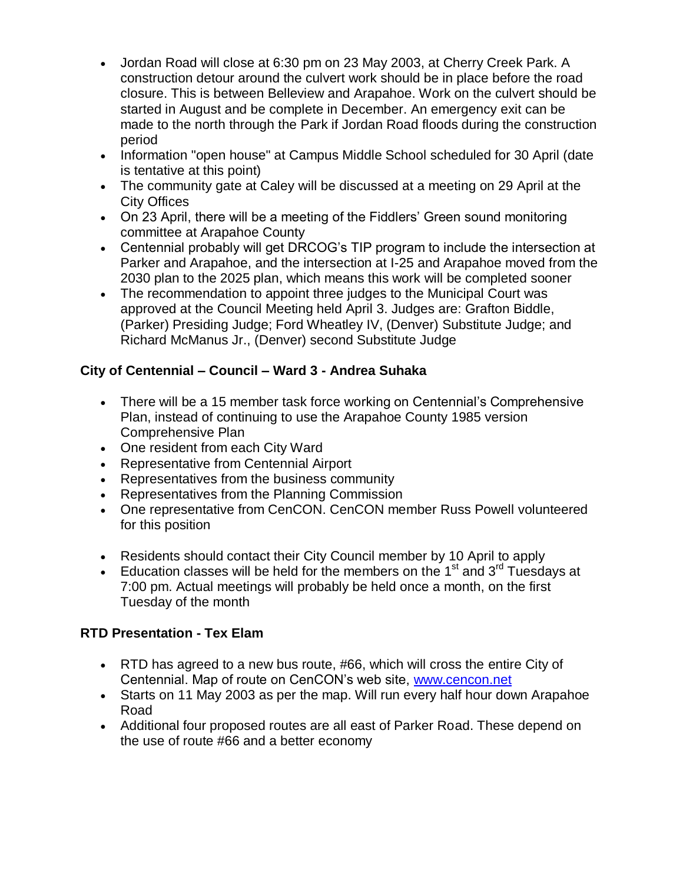- Jordan Road will close at 6:30 pm on 23 May 2003, at Cherry Creek Park. A construction detour around the culvert work should be in place before the road closure. This is between Belleview and Arapahoe. Work on the culvert should be started in August and be complete in December. An emergency exit can be made to the north through the Park if Jordan Road floods during the construction period
- Information "open house" at Campus Middle School scheduled for 30 April (date is tentative at this point)
- The community gate at Caley will be discussed at a meeting on 29 April at the City Offices
- On 23 April, there will be a meeting of the Fiddlers' Green sound monitoring committee at Arapahoe County
- Centennial probably will get DRCOG's TIP program to include the intersection at Parker and Arapahoe, and the intersection at I-25 and Arapahoe moved from the 2030 plan to the 2025 plan, which means this work will be completed sooner
- The recommendation to appoint three judges to the Municipal Court was approved at the Council Meeting held April 3. Judges are: Grafton Biddle, (Parker) Presiding Judge; Ford Wheatley IV, (Denver) Substitute Judge; and Richard McManus Jr., (Denver) second Substitute Judge

**City of Centennial – Council – Ward 3 - Andrea Suhaka**

- There will be a 15 member task force working on Centennial's Comprehensive Plan, instead of continuing to use the Arapahoe County 1985 version Comprehensive Plan
- One resident from each City Ward
- Representative from Centennial Airport
- Representatives from the business community
- Representatives from the Planning Commission
- One representative from CenCON. CenCON member Russ Powell volunteered for this position

- Residents should contact their City Council member by 10 April to apply
- Education classes will be held for the members on the 1st and 3rd Tuesdays at 7:00 pm. Actual meetings will probably be held once a month, on the first Tuesday of the month

**RTD Presentation - Tex Elam**

- RTD has agreed to a new bus route, #66, which will cross the entire City of Centennial. Map of route on CenCON's web site, www.cencon.net
- Starts on 11 May 2003 as per the map. Will run every half hour down Arapahoe Road
- Additional four proposed routes are all east of Parker Road. These depend on the use of route #66 and a better economy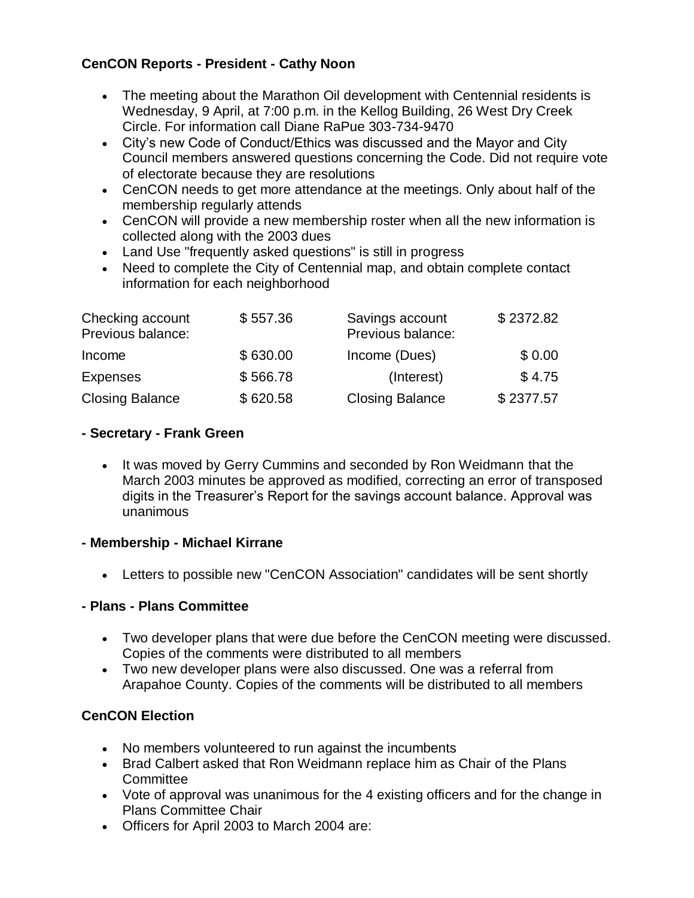**CenCON Reports - President - Cathy Noon**

- The meeting about the Marathon Oil development with Centennial residents is Wednesday, 9 April, at 7:00 p.m. in the Kellog Building, 26 West Dry Creek Circle. For information call Diane RaPue 303-734-9470
- City's new Code of Conduct/Ethics was discussed and the Mayor and City Council members answered questions concerning the Code. Did not require vote of electorate because they are resolutions
- CenCON needs to get more attendance at the meetings. Only about half of the membership regularly attends
- CenCON will provide a new membership roster when all the new information is collected along with the 2003 dues
- Land Use "frequently asked questions" is still in progress
- Need to complete the City of Centennial map, and obtain complete contact information for each neighborhood

| | | | |
|---|---|---|---|
| Checking account Previous balance: | $ 557.36 | Savings account Previous balance: | $ 2372.82 |
| Income | $ 630.00 | Income (Dues) | $ 0.00 |
| Expenses | $ 566.78 | (Interest) | $ 4.75 |
| Closing Balance | $ 620.58 | Closing Balance | $ 2377.57 |

**- Secretary - Frank Green**

- It was moved by Gerry Cummins and seconded by Ron Weidmann that the March 2003 minutes be approved as modified, correcting an error of transposed digits in the Treasurer's Report for the savings account balance. Approval was unanimous

**- Membership - Michael Kirrane**

- Letters to possible new "CenCON Association" candidates will be sent shortly

**- Plans - Plans Committee**

- Two developer plans that were due before the CenCON meeting were discussed. Copies of the comments were distributed to all members
- Two new developer plans were also discussed. One was a referral from Arapahoe County. Copies of the comments will be distributed to all members

**CenCON Election**

- No members volunteered to run against the incumbents
- Brad Calbert asked that Ron Weidmann replace him as Chair of the Plans Committee
- Vote of approval was unanimous for the 4 existing officers and for the change in Plans Committee Chair
- Officers for April 2003 to March 2004 are: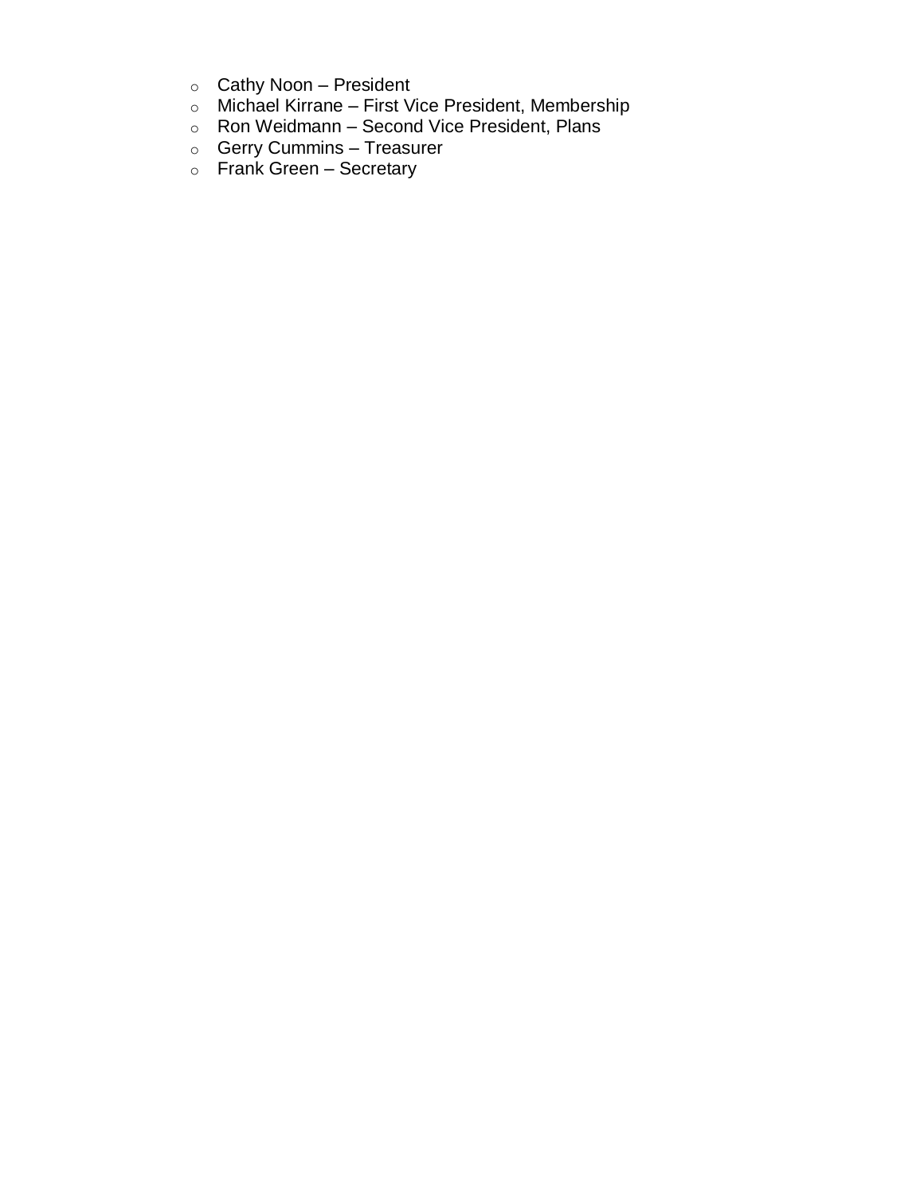- Cathy Noon – President
- Michael Kirrane – First Vice President, Membership
- Ron Weidmann – Second Vice President, Plans
- Gerry Cummins – Treasurer
- Frank Green – Secretary